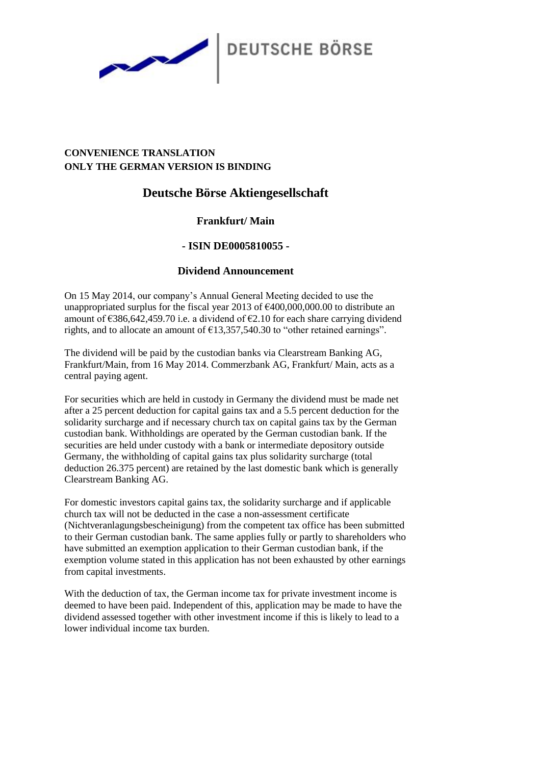DEUTSCHE BÖRSE

**CONVENIENCE TRANSLATION**
**ONLY THE GERMAN VERSION IS BINDING**

# Deutsche Börse Aktiengesellschaft

## Frankfurt/ Main

## - ISIN DE0005810055 -

## Dividend Announcement

On 15 May 2014, our company's Annual General Meeting decided to use the unappropriated surplus for the fiscal year 2013 of €400,000,000.00 to distribute an amount of €386,642,459.70 i.e. a dividend of €2.10 for each share carrying dividend rights, and to allocate an amount of €13,357,540.30 to "other retained earnings".

The dividend will be paid by the custodian banks via Clearstream Banking AG, Frankfurt/Main, from 16 May 2014. Commerzbank AG, Frankfurt/ Main, acts as a central paying agent.

For securities which are held in custody in Germany the dividend must be made net after a 25 percent deduction for capital gains tax and a 5.5 percent deduction for the solidarity surcharge and if necessary church tax on capital gains tax by the German custodian bank. Withholdings are operated by the German custodian bank. If the securities are held under custody with a bank or intermediate depository outside Germany, the withholding of capital gains tax plus solidarity surcharge (total deduction 26.375 percent) are retained by the last domestic bank which is generally Clearstream Banking AG.

For domestic investors capital gains tax, the solidarity surcharge and if applicable church tax will not be deducted in the case a non-assessment certificate (Nichtveranlagungsbescheinigung) from the competent tax office has been submitted to their German custodian bank. The same applies fully or partly to shareholders who have submitted an exemption application to their German custodian bank, if the exemption volume stated in this application has not been exhausted by other earnings from capital investments.

With the deduction of tax, the German income tax for private investment income is deemed to have been paid. Independent of this, application may be made to have the dividend assessed together with other investment income if this is likely to lead to a lower individual income tax burden.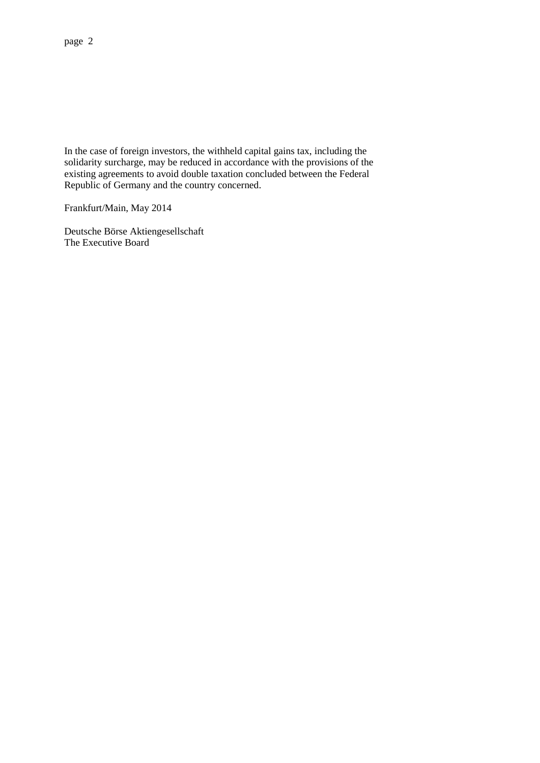In the case of foreign investors, the withheld capital gains tax, including the solidarity surcharge, may be reduced in accordance with the provisions of the existing agreements to avoid double taxation concluded between the Federal Republic of Germany and the country concerned.

Frankfurt/Main, May 2014

Deutsche Börse Aktiengesellschaft
The Executive Board